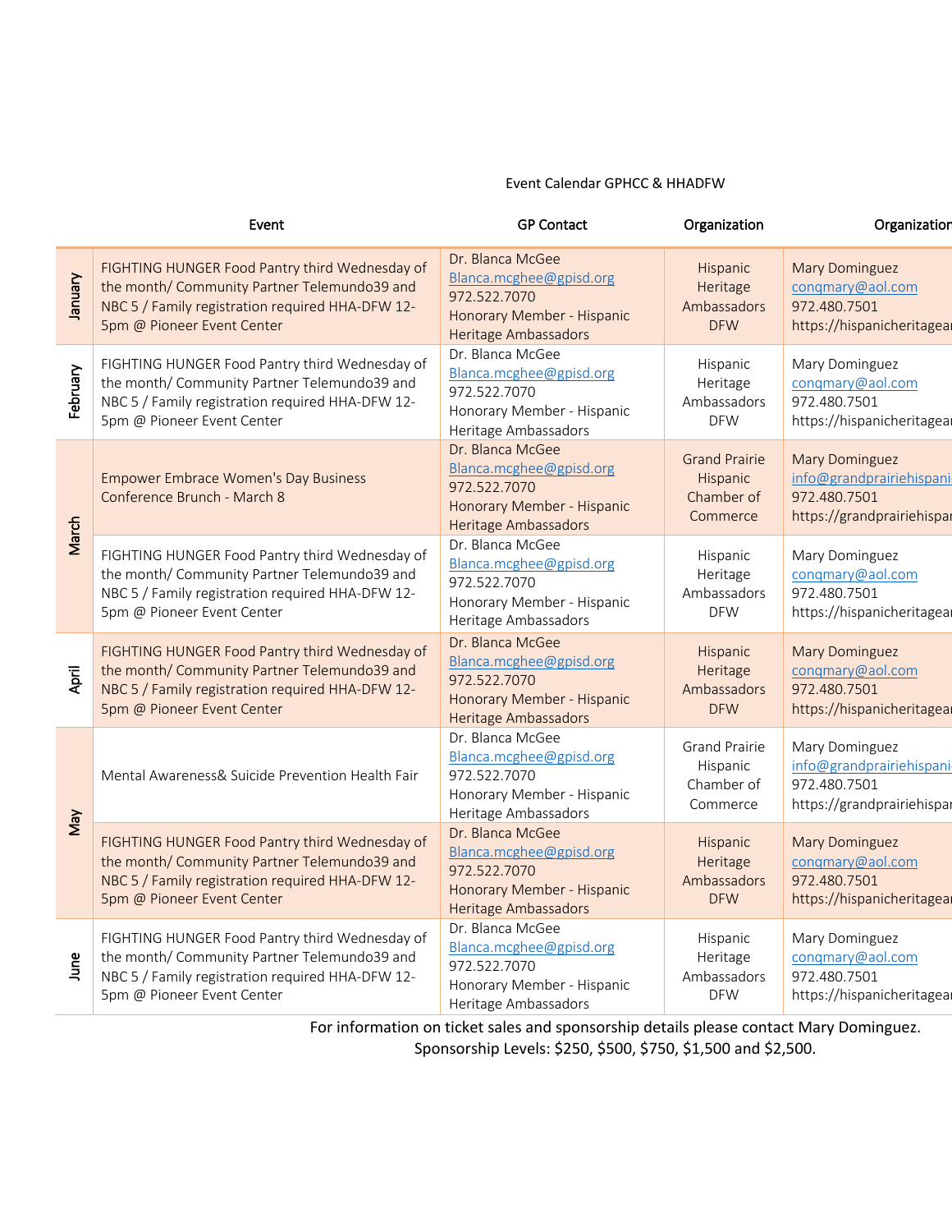Event Calendar GPHCC & HHADFW

| | Event | GP Contact | Organization | Organization |
|---|---|---|---|---|
| January | FIGHTING HUNGER Food Pantry third Wednesday of the month/ Community Partner Telemundo39 and NBC 5 / Family registration required HHA-DFW 12-5pm @ Pioneer Event Center | Dr. Blanca McGee Blanca.mcghee@gpisd.org 972.522.7070 Honorary Member - Hispanic Heritage Ambassadors | Hispanic Heritage Ambassadors DFW | Mary Dominguez conqmary@aol.com 972.480.7501 https://hispanicheritagea |
| February | FIGHTING HUNGER Food Pantry third Wednesday of the month/ Community Partner Telemundo39 and NBC 5 / Family registration required HHA-DFW 12-5pm @ Pioneer Event Center | Dr. Blanca McGee Blanca.mcghee@gpisd.org 972.522.7070 Honorary Member - Hispanic Heritage Ambassadors | Hispanic Heritage Ambassadors DFW | Mary Dominguez conqmary@aol.com 972.480.7501 https://hispanicheritagea |
| March | Empower Embrace Women's Day Business Conference Brunch - March 8 | Dr. Blanca McGee Blanca.mcghee@gpisd.org 972.522.7070 Honorary Member - Hispanic Heritage Ambassadors | Grand Prairie Hispanic Chamber of Commerce | Mary Dominguez info@grandprairiehispani 972.480.7501 https://grandprairiehispar |
| | FIGHTING HUNGER Food Pantry third Wednesday of the month/ Community Partner Telemundo39 and NBC 5 / Family registration required HHA-DFW 12-5pm @ Pioneer Event Center | Dr. Blanca McGee Blanca.mcghee@gpisd.org 972.522.7070 Honorary Member - Hispanic Heritage Ambassadors | Hispanic Heritage Ambassadors DFW | Mary Dominguez conqmary@aol.com 972.480.7501 https://hispanicheritagea |
| April | FIGHTING HUNGER Food Pantry third Wednesday of the month/ Community Partner Telemundo39 and NBC 5 / Family registration required HHA-DFW 12-5pm @ Pioneer Event Center | Dr. Blanca McGee Blanca.mcghee@gpisd.org 972.522.7070 Honorary Member - Hispanic Heritage Ambassadors | Hispanic Heritage Ambassadors DFW | Mary Dominguez conqmary@aol.com 972.480.7501 https://hispanicheritagea |
| May | Mental Awareness& Suicide Prevention Health Fair | Dr. Blanca McGee Blanca.mcghee@gpisd.org 972.522.7070 Honorary Member - Hispanic Heritage Ambassadors | Grand Prairie Hispanic Chamber of Commerce | Mary Dominguez info@grandprairiehispani 972.480.7501 https://grandprairiehispar |
| | FIGHTING HUNGER Food Pantry third Wednesday of the month/ Community Partner Telemundo39 and NBC 5 / Family registration required HHA-DFW 12-5pm @ Pioneer Event Center | Dr. Blanca McGee Blanca.mcghee@gpisd.org 972.522.7070 Honorary Member - Hispanic Heritage Ambassadors | Hispanic Heritage Ambassadors DFW | Mary Dominguez conqmary@aol.com 972.480.7501 https://hispanicheritagea |
| June | FIGHTING HUNGER Food Pantry third Wednesday of the month/ Community Partner Telemundo39 and NBC 5 / Family registration required HHA-DFW 12-5pm @ Pioneer Event Center | Dr. Blanca McGee Blanca.mcghee@gpisd.org 972.522.7070 Honorary Member - Hispanic Heritage Ambassadors | Hispanic Heritage Ambassadors DFW | Mary Dominguez conqmary@aol.com 972.480.7501 https://hispanicheritagea |

For information on ticket sales and sponsorship details please contact Mary Dominguez.
Sponsorship Levels: $250, $500, $750, $1,500 and $2,500.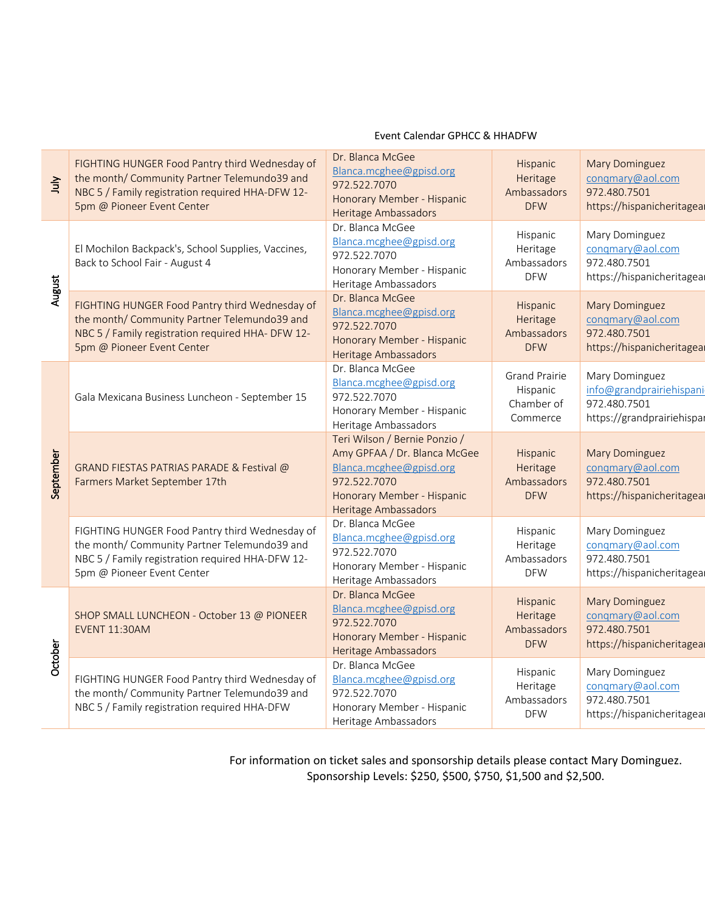Event Calendar GPHCC & HHADFW

| Month | Event | Contact | Organization | Information |
|---|---|---|---|---|
| July | FIGHTING HUNGER Food Pantry third Wednesday of the month/ Community Partner Telemundo39 and NBC 5 / Family registration required HHA-DFW 12-5pm @ Pioneer Event Center | Dr. Blanca McGee Blanca.mcghee@gpisd.org 972.522.7070 Honorary Member - Hispanic Heritage Ambassadors | Hispanic Heritage Ambassadors DFW | Mary Dominguez conqmary@aol.com 972.480.7501 https://hispanicheritagear |
| August | El Mochilon Backpack's, School Supplies, Vaccines, Back to School Fair - August 4 | Dr. Blanca McGee Blanca.mcghee@gpisd.org 972.522.7070 Honorary Member - Hispanic Heritage Ambassadors | Hispanic Heritage Ambassadors DFW | Mary Dominguez conqmary@aol.com 972.480.7501 https://hispanicheritagear |
| | FIGHTING HUNGER Food Pantry third Wednesday of the month/ Community Partner Telemundo39 and NBC 5 / Family registration required HHA- DFW 12-5pm @ Pioneer Event Center | Dr. Blanca McGee Blanca.mcghee@gpisd.org 972.522.7070 Honorary Member - Hispanic Heritage Ambassadors | Hispanic Heritage Ambassadors DFW | Mary Dominguez conqmary@aol.com 972.480.7501 https://hispanicheritagear |
| September | Gala Mexicana Business Luncheon - September 15 | Dr. Blanca McGee Blanca.mcghee@gpisd.org 972.522.7070 Honorary Member - Hispanic Heritage Ambassadors | Grand Prairie Hispanic Chamber of Commerce | Mary Dominguez info@grandprairiehispani 972.480.7501 https://grandprairiehispar |
| | GRAND FIESTAS PATRIAS PARADE & Festival @ Farmers Market September 17th | Teri Wilson / Bernie Ponzio / Amy GPFAA / Dr. Blanca McGee Blanca.mcghee@gpisd.org 972.522.7070 Honorary Member - Hispanic Heritage Ambassadors | Hispanic Heritage Ambassadors DFW | Mary Dominguez conqmary@aol.com 972.480.7501 https://hispanicheritagear |
| | FIGHTING HUNGER Food Pantry third Wednesday of the month/ Community Partner Telemundo39 and NBC 5 / Family registration required HHA-DFW 12-5pm @ Pioneer Event Center | Dr. Blanca McGee Blanca.mcghee@gpisd.org 972.522.7070 Honorary Member - Hispanic Heritage Ambassadors | Hispanic Heritage Ambassadors DFW | Mary Dominguez conqmary@aol.com 972.480.7501 https://hispanicheritagear |
| October | SHOP SMALL LUNCHEON - October 13 @ PIONEER EVENT 11:30AM | Dr. Blanca McGee Blanca.mcghee@gpisd.org 972.522.7070 Honorary Member - Hispanic Heritage Ambassadors | Hispanic Heritage Ambassadors DFW | Mary Dominguez conqmary@aol.com 972.480.7501 https://hispanicheritagear |
| | FIGHTING HUNGER Food Pantry third Wednesday of the month/ Community Partner Telemundo39 and NBC 5 / Family registration required HHA-DFW | Dr. Blanca McGee Blanca.mcghee@gpisd.org 972.522.7070 Honorary Member - Hispanic Heritage Ambassadors | Hispanic Heritage Ambassadors DFW | Mary Dominguez conqmary@aol.com 972.480.7501 https://hispanicheritagear |

For information on ticket sales and sponsorship details please contact Mary Dominguez.
Sponsorship Levels: $250, $500, $750, $1,500 and $2,500.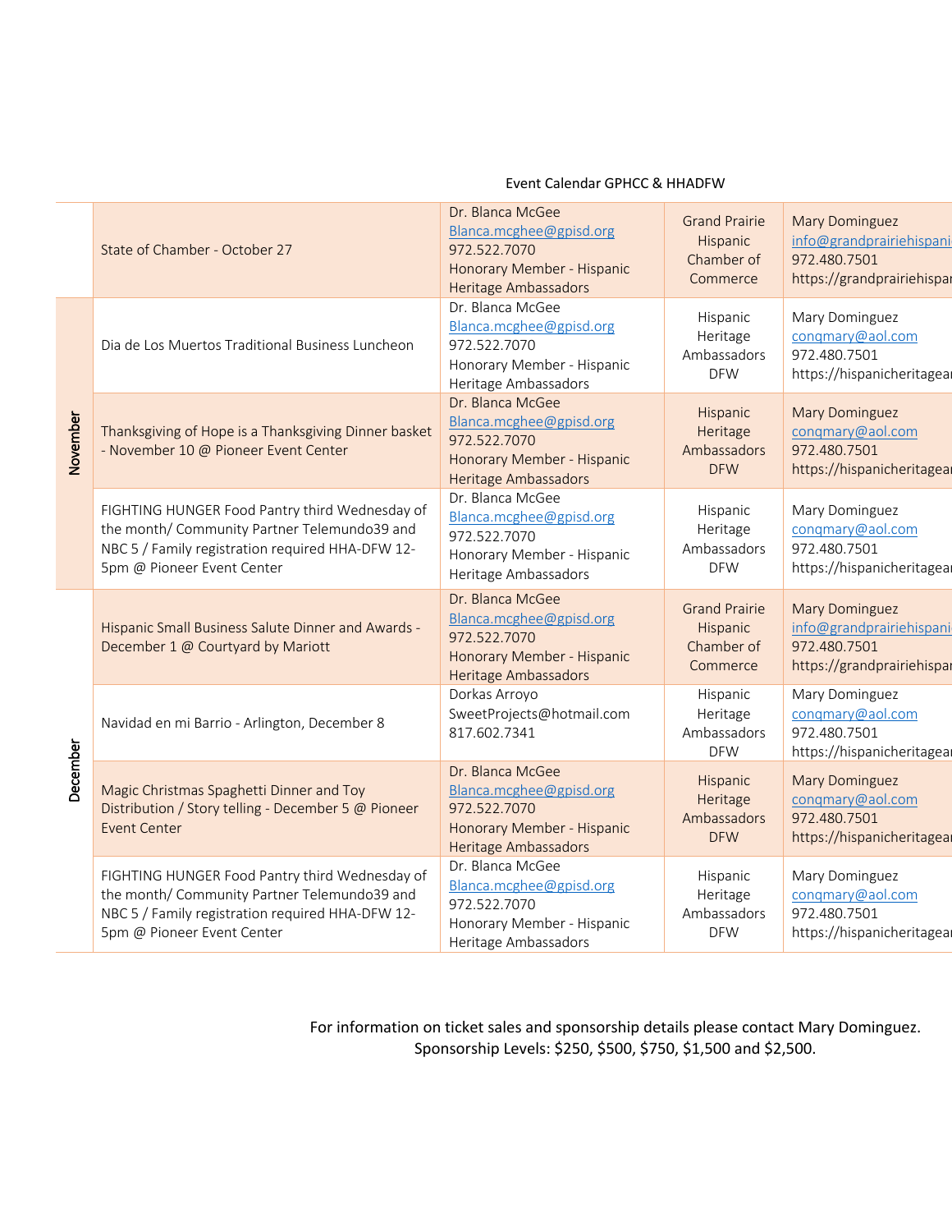Event Calendar GPHCC & HHADFW

| | | | | |
|---|---|---|---|---|
| | State of Chamber - October 27 | Dr. Blanca McGee<br>Blanca.mcghee@gpisd.org<br>972.522.7070<br>Honorary Member - Hispanic Heritage Ambassadors | Grand Prairie Hispanic Chamber of Commerce | Mary Dominguez<br>info@grandprairiehispani<br>972.480.7501<br>https://grandprairiehispar |
| November | Dia de Los Muertos Traditional Business Luncheon | Dr. Blanca McGee<br>Blanca.mcghee@gpisd.org<br>972.522.7070<br>Honorary Member - Hispanic Heritage Ambassadors | Hispanic Heritage Ambassadors DFW | Mary Dominguez<br>conqmary@aol.com<br>972.480.7501<br>https://hispanicheritagear |
| | Thanksgiving of Hope is a Thanksgiving Dinner basket - November 10 @ Pioneer Event Center | Dr. Blanca McGee<br>Blanca.mcghee@gpisd.org<br>972.522.7070<br>Honorary Member - Hispanic Heritage Ambassadors | Hispanic Heritage Ambassadors DFW | Mary Dominguez<br>conqmary@aol.com<br>972.480.7501<br>https://hispanicheritagear |
| | FIGHTING HUNGER Food Pantry third Wednesday of the month/ Community Partner Telemundo39 and NBC 5 / Family registration required HHA-DFW 12-5pm @ Pioneer Event Center | Dr. Blanca McGee<br>Blanca.mcghee@gpisd.org<br>972.522.7070<br>Honorary Member - Hispanic Heritage Ambassadors | Hispanic Heritage Ambassadors DFW | Mary Dominguez<br>conqmary@aol.com<br>972.480.7501<br>https://hispanicheritagear |
| December | Hispanic Small Business Salute Dinner and Awards - December 1 @ Courtyard by Mariott | Dr. Blanca McGee<br>Blanca.mcghee@gpisd.org<br>972.522.7070<br>Honorary Member - Hispanic Heritage Ambassadors | Grand Prairie Hispanic Chamber of Commerce | Mary Dominguez<br>info@grandprairiehispani<br>972.480.7501<br>https://grandprairiehispar |
| | Navidad en mi Barrio - Arlington, December 8 | Dorkas Arroyo<br>SweetProjects@hotmail.com<br>817.602.7341 | Hispanic Heritage Ambassadors DFW | Mary Dominguez<br>conqmary@aol.com<br>972.480.7501<br>https://hispanicheritagear |
| | Magic Christmas Spaghetti Dinner and Toy Distribution / Story telling - December 5 @ Pioneer Event Center | Dr. Blanca McGee<br>Blanca.mcghee@gpisd.org<br>972.522.7070<br>Honorary Member - Hispanic Heritage Ambassadors | Hispanic Heritage Ambassadors DFW | Mary Dominguez<br>conqmary@aol.com<br>972.480.7501<br>https://hispanicheritagear |
| | FIGHTING HUNGER Food Pantry third Wednesday of the month/ Community Partner Telemundo39 and NBC 5 / Family registration required HHA-DFW 12-5pm @ Pioneer Event Center | Dr. Blanca McGee<br>Blanca.mcghee@gpisd.org<br>972.522.7070<br>Honorary Member - Hispanic Heritage Ambassadors | Hispanic Heritage Ambassadors DFW | Mary Dominguez<br>conqmary@aol.com<br>972.480.7501<br>https://hispanicheritagear |

For information on ticket sales and sponsorship details please contact Mary Dominguez.
Sponsorship Levels: $250, $500, $750, $1,500 and $2,500.